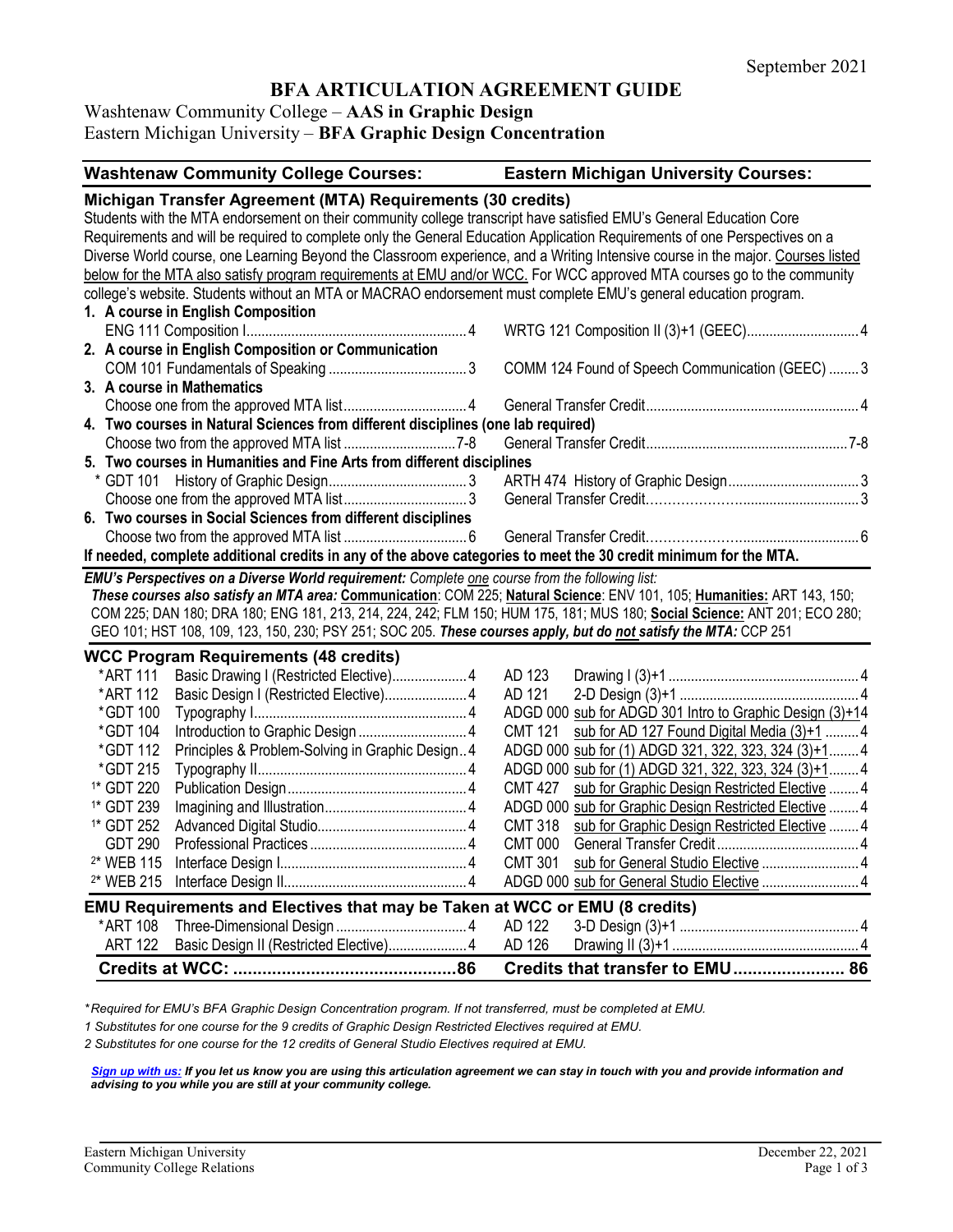September 2021

# BFA ARTICULATION AGREEMENT GUIDE

Washtenaw Community College – **AAS in Graphic Design**
Eastern Michigan University – **BFA Graphic Design Concentration**

| **Washtenaw Community College Courses:** | | | **Eastern Michigan University Courses:** | | |
|---|---|---|---|---|---|

## Michigan Transfer Agreement (MTA) Requirements (30 credits)

Students with the MTA endorsement on their community college transcript have satisfied EMU's General Education Core Requirements and will be required to complete only the General Education Application Requirements of one Perspectives on a Diverse World course, one Learning Beyond the Classroom experience, and a Writing Intensive course in the major. Courses listed below for the MTA also satisfy program requirements at EMU and/or WCC. For WCC approved MTA courses go to the community college's website. Students without an MTA or MACRAO endorsement must complete EMU's general education program.

| WCC Course | Credits | EMU Course | Credits |
|---|---|---|---|
| **1. A course in English Composition** | | | |
| ENG 111 Composition I | 4 | WRTG 121 Composition II (3)+1 (GEEC) | 4 |
| **2. A course in English Composition or Communication** | | | |
| COM 101 Fundamentals of Speaking | 3 | COMM 124 Found of Speech Communication (GEEC) | 3 |
| **3. A course in Mathematics** | | | |
| Choose one from the approved MTA list | 4 | General Transfer Credit | 4 |
| **4. Two courses in Natural Sciences from different disciplines (one lab required)** | | | |
| Choose two from the approved MTA list | 7-8 | General Transfer Credit | 7-8 |
| **5. Two courses in Humanities and Fine Arts from different disciplines** | | | |
| * GDT 101 History of Graphic Design | 3 | ARTH 474 History of Graphic Design | 3 |
| Choose one from the approved MTA list | 3 | General Transfer Credit | 3 |
| **6. Two courses in Social Sciences from different disciplines** | | | |
| Choose two from the approved MTA list | 6 | General Transfer Credit | 6 |

**If needed, complete additional credits in any of the above categories to meet the 30 credit minimum for the MTA.**

***EMU's Perspectives on a Diverse World requirement:*** *Complete one course from the following list:*
***These courses also satisfy an MTA area:*** **Communication**: COM 225; **Natural Science**: ENV 101, 105; **Humanities:** ART 143, 150; COM 225; DAN 180; DRA 180; ENG 181, 213, 214, 224, 242; FLM 150; HUM 175, 181; MUS 180; **Social Science:** ANT 201; ECO 280; GEO 101; HST 108, 109, 123, 150, 230; PSY 251; SOC 205. ***These courses apply, but do not satisfy the MTA:*** CCP 251

## WCC Program Requirements (48 credits)

| WCC Course | | Credits | EMU Course | | Credits |
|---|---|---|---|---|---|
| *ART 111 | Basic Drawing I (Restricted Elective) | 4 | AD 123 | Drawing I (3)+1 | 4 |
| *ART 112 | Basic Design I (Restricted Elective) | 4 | AD 121 | 2-D Design (3)+1 | 4 |
| *GDT 100 | Typography I | 4 | ADGD 000 | sub for ADGD 301 Intro to Graphic Design (3)+1 | 4 |
| *GDT 104 | Introduction to Graphic Design | 4 | CMT 121 | sub for AD 127 Found Digital Media (3)+1 | 4 |
| *GDT 112 | Principles & Problem-Solving in Graphic Design | 4 | ADGD 000 | sub for (1) ADGD 321, 322, 323, 324 (3)+1 | 4 |
| *GDT 215 | Typography II | 4 | ADGD 000 | sub for (1) ADGD 321, 322, 323, 324 (3)+1 | 4 |
| 1* GDT 220 | Publication Design | 4 | CMT 427 | sub for Graphic Design Restricted Elective | 4 |
| 1* GDT 239 | Imagining and Illustration | 4 | ADGD 000 | sub for Graphic Design Restricted Elective | 4 |
| 1* GDT 252 | Advanced Digital Studio | 4 | CMT 318 | sub for Graphic Design Restricted Elective | 4 |
| GDT 290 | Professional Practices | 4 | CMT 000 | General Transfer Credit | 4 |
| 2* WEB 115 | Interface Design I | 4 | CMT 301 | sub for General Studio Elective | 4 |
| 2* WEB 215 | Interface Design II | 4 | ADGD 000 | sub for General Studio Elective | 4 |

## EMU Requirements and Electives that may be Taken at WCC or EMU (8 credits)

| WCC Course | | Credits | EMU Course | | Credits |
|---|---|---|---|---|---|
| *ART 108 | Three-Dimensional Design | 4 | AD 122 | 3-D Design (3)+1 | 4 |
| ART 122 | Basic Design II (Restricted Elective) | 4 | AD 126 | Drawing II (3)+1 | 4 |
| **Credits at WCC:** | | **86** | **Credits that transfer to EMU** | | **86** |

*\*Required for EMU's BFA Graphic Design Concentration program. If not transferred, must be completed at EMU.*

*1 Substitutes for one course for the 9 credits of Graphic Design Restricted Electives required at EMU.*

*2 Substitutes for one course for the 12 credits of General Studio Electives required at EMU.*

***Sign up with us:** If you let us know you are using this articulation agreement we can stay in touch with you and provide information and advising to you while you are still at your community college.*

Eastern Michigan University
Community College Relations

December 22, 2021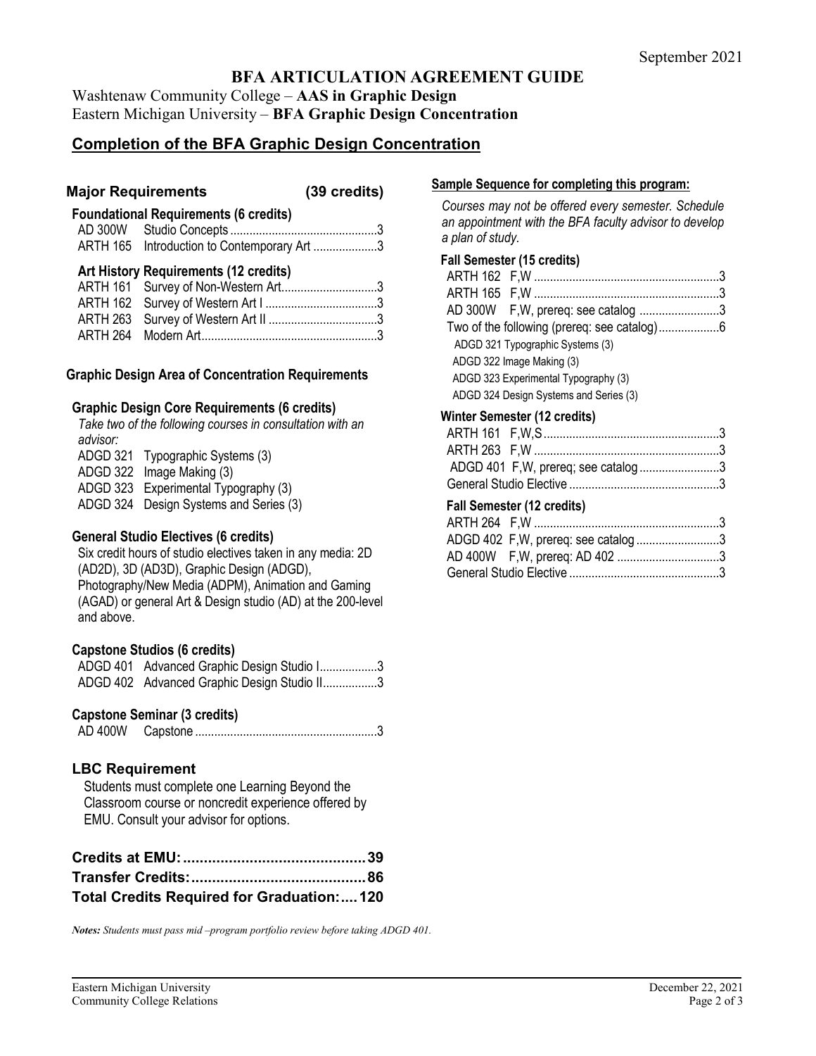September 2021

# BFA ARTICULATION AGREEMENT GUIDE

Washtenaw Community College – **AAS in Graphic Design**
Eastern Michigan University – **BFA Graphic Design Concentration**

## Completion of the BFA Graphic Design Concentration

### Major Requirements (39 credits)

**Foundational Requirements (6 credits)**

| | | |
|---|---|---|
| AD 300W | Studio Concepts | 3 |
| ARTH 165 | Introduction to Contemporary Art | 3 |

**Art History Requirements (12 credits)**

| | | |
|---|---|---|
| ARTH 161 | Survey of Non-Western Art | 3 |
| ARTH 162 | Survey of Western Art I | 3 |
| ARTH 263 | Survey of Western Art II | 3 |
| ARTH 264 | Modern Art | 3 |

### Graphic Design Area of Concentration Requirements

**Graphic Design Core Requirements (6 credits)**

*Take two of the following courses in consultation with an advisor:*

- ADGD 321 Typographic Systems (3)
- ADGD 322 Image Making (3)
- ADGD 323 Experimental Typography (3)
- ADGD 324 Design Systems and Series (3)

**General Studio Electives (6 credits)**

Six credit hours of studio electives taken in any media: 2D (AD2D), 3D (AD3D), Graphic Design (ADGD), Photography/New Media (ADPM), Animation and Gaming (AGAD) or general Art & Design studio (AD) at the 200-level and above.

**Capstone Studios (6 credits)**

| | | |
|---|---|---|
| ADGD 401 | Advanced Graphic Design Studio I | 3 |
| ADGD 402 | Advanced Graphic Design Studio II | 3 |

**Capstone Seminar (3 credits)**

| | | |
|---|---|---|
| AD 400W | Capstone | 3 |

### LBC Requirement

Students must complete one Learning Beyond the Classroom course or noncredit experience offered by EMU. Consult your advisor for options.

| | |
|---|---|
| **Credits at EMU:** | **39** |
| **Transfer Credits:** | **86** |
| **Total Credits Required for Graduation:** | **120** |

***Notes:*** *Students must pass mid –program portfolio review before taking ADGD 401.*

### Sample Sequence for completing this program:

*Courses may not be offered every semester. Schedule an appointment with the BFA faculty advisor to develop a plan of study.*

**Fall Semester (15 credits)**

| | |
|---|---|
| ARTH 162 F,W | 3 |
| ARTH 165 F,W | 3 |
| AD 300W F,W, prereq: see catalog | 3 |
| Two of the following (prereq: see catalog) | 6 |

- ADGD 321 Typographic Systems (3)
- ADGD 322 Image Making (3)
- ADGD 323 Experimental Typography (3)
- ADGD 324 Design Systems and Series (3)

**Winter Semester (12 credits)**

| | |
|---|---|
| ARTH 161 F,W,S | 3 |
| ARTH 263 F,W | 3 |
| ADGD 401 F,W, prereq; see catalog | 3 |
| General Studio Elective | 3 |

**Fall Semester (12 credits)**

| | |
|---|---|
| ARTH 264 F,W | 3 |
| ADGD 402 F,W, prereq: see catalog | 3 |
| AD 400W F,W, prereq: AD 402 | 3 |
| General Studio Elective | 3 |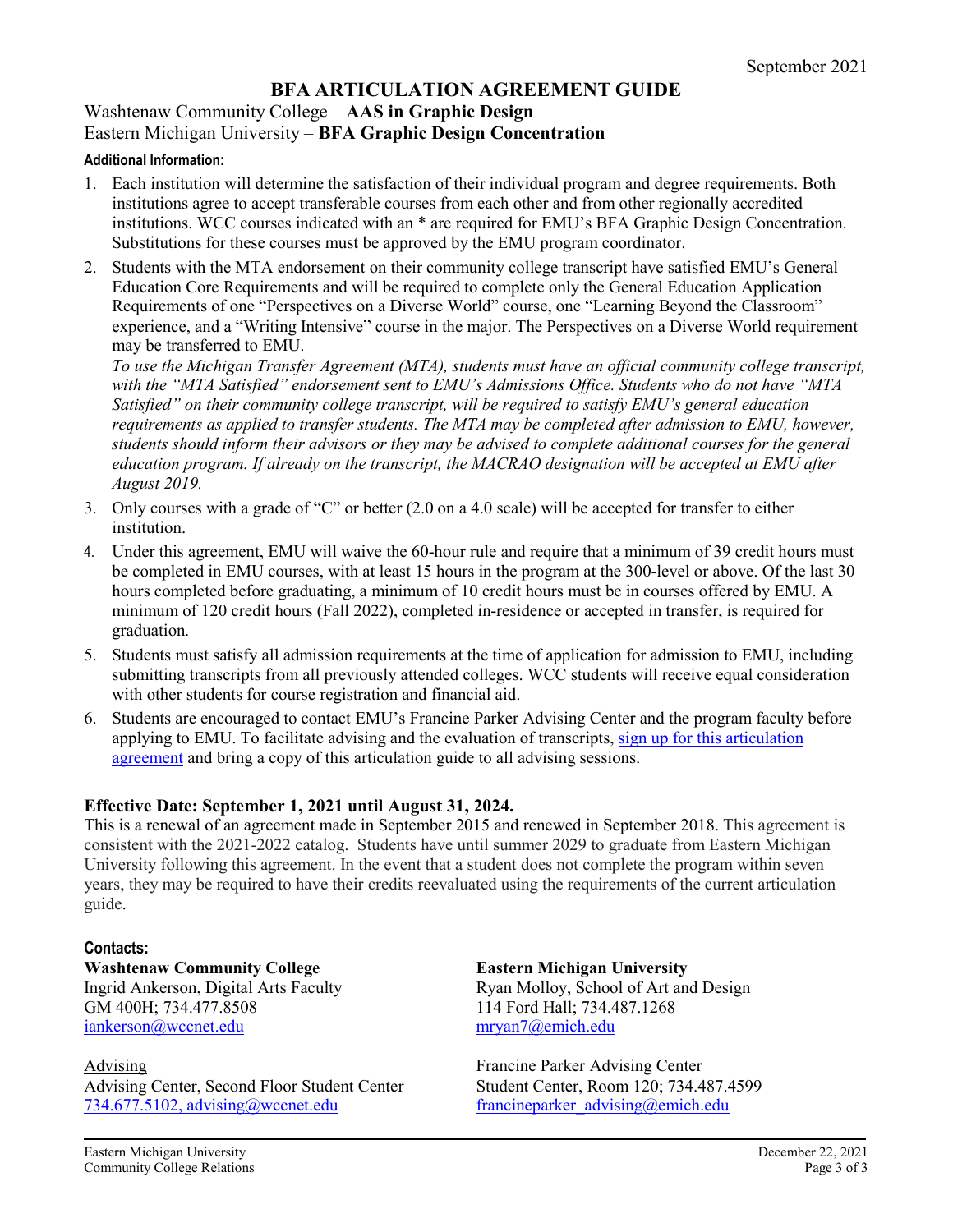September 2021

# BFA ARTICULATION AGREEMENT GUIDE

Washtenaw Community College – **AAS in Graphic Design**
Eastern Michigan University – **BFA Graphic Design Concentration**

**Additional Information:**

1. Each institution will determine the satisfaction of their individual program and degree requirements. Both institutions agree to accept transferable courses from each other and from other regionally accredited institutions. WCC courses indicated with an * are required for EMU's BFA Graphic Design Concentration. Substitutions for these courses must be approved by the EMU program coordinator.
2. Students with the MTA endorsement on their community college transcript have satisfied EMU's General Education Core Requirements and will be required to complete only the General Education Application Requirements of one "Perspectives on a Diverse World" course, one "Learning Beyond the Classroom" experience, and a "Writing Intensive" course in the major. The Perspectives on a Diverse World requirement may be transferred to EMU.
   *To use the Michigan Transfer Agreement (MTA), students must have an official community college transcript, with the "MTA Satisfied" endorsement sent to EMU's Admissions Office. Students who do not have "MTA Satisfied" on their community college transcript, will be required to satisfy EMU's general education requirements as applied to transfer students. The MTA may be completed after admission to EMU, however, students should inform their advisors or they may be advised to complete additional courses for the general education program. If already on the transcript, the MACRAO designation will be accepted at EMU after August 2019.*
3. Only courses with a grade of "C" or better (2.0 on a 4.0 scale) will be accepted for transfer to either institution.
4. Under this agreement, EMU will waive the 60-hour rule and require that a minimum of 39 credit hours must be completed in EMU courses, with at least 15 hours in the program at the 300-level or above. Of the last 30 hours completed before graduating, a minimum of 10 credit hours must be in courses offered by EMU. A minimum of 120 credit hours (Fall 2022), completed in-residence or accepted in transfer, is required for graduation.
5. Students must satisfy all admission requirements at the time of application for admission to EMU, including submitting transcripts from all previously attended colleges. WCC students will receive equal consideration with other students for course registration and financial aid.
6. Students are encouraged to contact EMU's Francine Parker Advising Center and the program faculty before applying to EMU. To facilitate advising and the evaluation of transcripts, sign up for this articulation agreement and bring a copy of this articulation guide to all advising sessions.

**Effective Date: September 1, 2021 until August 31, 2024.**

This is a renewal of an agreement made in September 2015 and renewed in September 2018. This agreement is consistent with the 2021-2022 catalog. Students have until summer 2029 to graduate from Eastern Michigan University following this agreement. In the event that a student does not complete the program within seven years, they may be required to have their credits reevaluated using the requirements of the current articulation guide.

**Contacts:**

**Washtenaw Community College**
Ingrid Ankerson, Digital Arts Faculty
GM 400H; 734.477.8508
iankerson@wccnet.edu

Advising
Advising Center, Second Floor Student Center
734.677.5102, advising@wccnet.edu

**Eastern Michigan University**
Ryan Molloy, School of Art and Design
114 Ford Hall; 734.487.1268
mryan7@emich.edu

Francine Parker Advising Center
Student Center, Room 120; 734.487.4599
francineparker_advising@emich.edu

Eastern Michigan University
Community College Relations

December 22, 2021